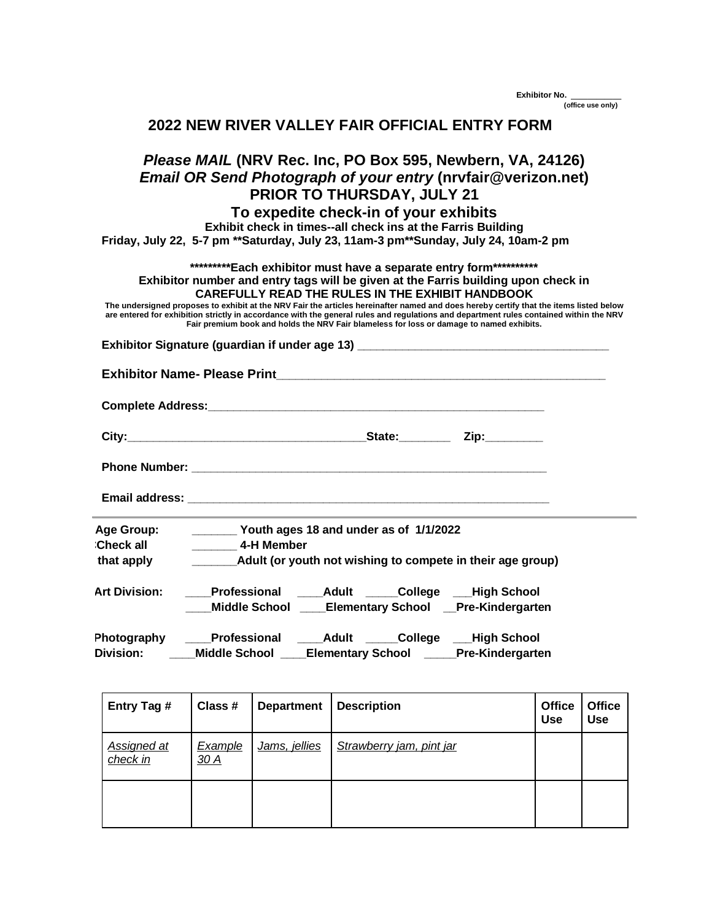**Exhibitor No. ___________**
**(office use only)**

# 2022 NEW RIVER VALLEY FAIR OFFICIAL ENTRY FORM

## *Please MAIL* (NRV Rec. Inc, PO Box 595, Newbern, VA, 24126)
## *Email OR Send Photograph of your entry* (nrvfair@verizon.net)
## PRIOR TO THURSDAY, JULY 21
## To expedite check-in of your exhibits

**Exhibit check in times--all check ins at the Farris Building**
**Friday, July 22, 5-7 pm **Saturday, July 23, 11am-3 pm**Sunday, July 24, 10am-2 pm**

*********Each exhibitor must have a separate entry form**********
**Exhibitor number and entry tags will be given at the Farris building upon check in**
**CAREFULLY READ THE RULES IN THE EXHIBIT HANDBOOK**

**The undersigned proposes to exhibit at the NRV Fair the articles hereinafter named and does hereby certify that the items listed below are entered for exhibition strictly in accordance with the general rules and regulations and department rules contained within the NRV Fair premium book and holds the NRV Fair blameless for loss or damage to named exhibits.**

**Exhibitor Signature (guardian if under age 13)** _______________________________________

**Exhibitor Name- Please Print**__________________________________________________

**Complete Address:**____________________________________________________

**City:**____________________________________**State:**________ **Zip:**_________

**Phone Number:** ______________________________________________________

**Email address:** ______________________________________________________

---

**Age Group: Check all that apply**
_______ **Youth ages 18 and under as of 1/1/2022**
_______ **4-H Member**
_______**Adult (or youth not wishing to compete in their age group)**

**Art Division:** ____**Professional** ____**Adult** _____**College** ___**High School** ____**Middle School** ____**Elementary School** __**Pre-Kindergarten**

**Photography Division:** ____**Professional** ____**Adult** _____**College** ___**High School** ____**Middle School** ____**Elementary School** _____**Pre-Kindergarten**

| Entry Tag # | Class # | Department | Description | Office Use | Office Use |
|---|---|---|---|---|---|
| *Assigned at check in* | *Example 30 A* | *Jams, jellies* | *Strawberry jam, pint jar* | | |
| | | | | | |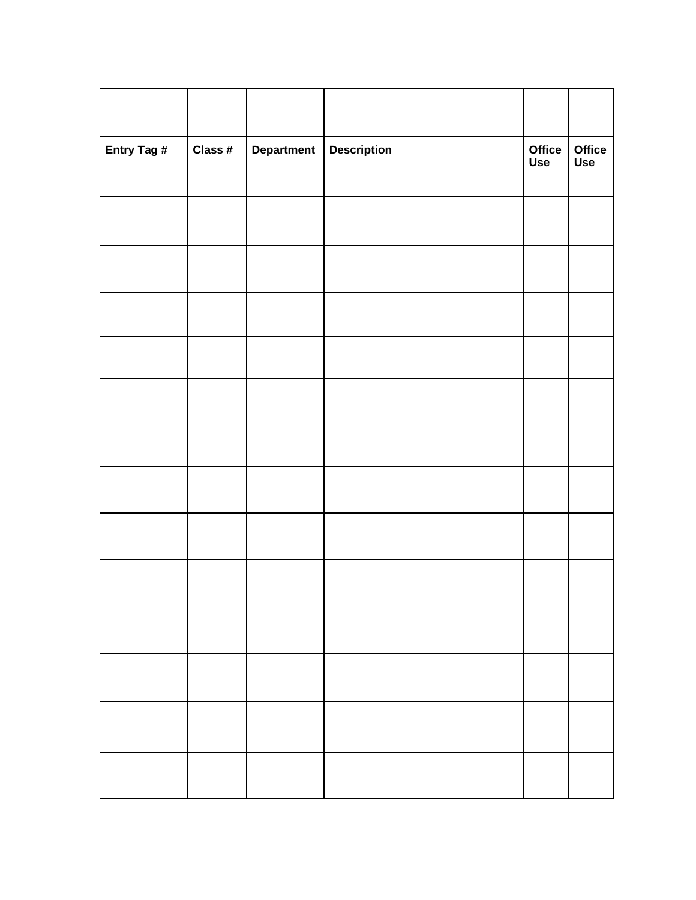| | | | | | |
|---|---|---|---|---|---|
| | | | | | |
| **Entry Tag #** | **Class #** | **Department** | **Description** | **Office Use** | **Office Use** |
| | | | | | |
| | | | | | |
| | | | | | |
| | | | | | |
| | | | | | |
| | | | | | |
| | | | | | |
| | | | | | |
| | | | | | |
| | | | | | |
| | | | | | |
| | | | | | |
| | | | | | |